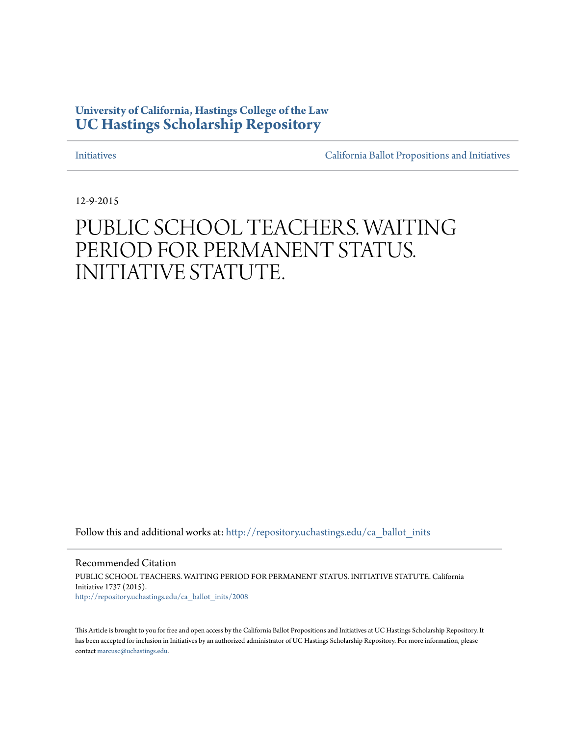University of California, Hastings College of the Law
**UC Hastings Scholarship Repository**

Initiatives | California Ballot Propositions and Initiatives

12-9-2015

# PUBLIC SCHOOL TEACHERS. WAITING PERIOD FOR PERMANENT STATUS. INITIATIVE STATUTE.

Follow this and additional works at: http://repository.uchastings.edu/ca_ballot_inits

## Recommended Citation

PUBLIC SCHOOL TEACHERS. WAITING PERIOD FOR PERMANENT STATUS. INITIATIVE STATUTE. California Initiative 1737 (2015).
http://repository.uchastings.edu/ca_ballot_inits/2008

This Article is brought to you for free and open access by the California Ballot Propositions and Initiatives at UC Hastings Scholarship Repository. It has been accepted for inclusion in Initiatives by an authorized administrator of UC Hastings Scholarship Repository. For more information, please contact marcusc@uchastings.edu.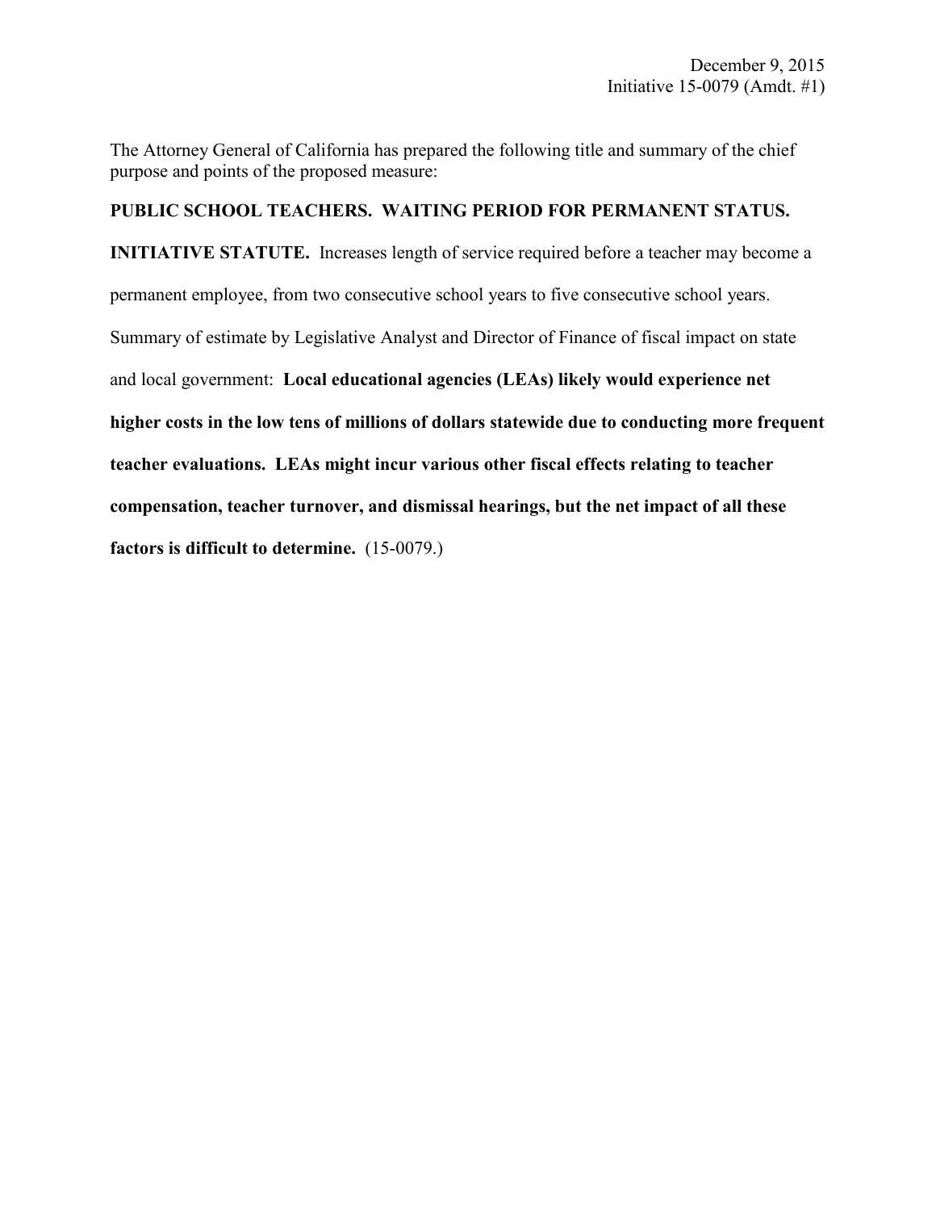December 9, 2015
Initiative 15-0079 (Amdt. #1)

The Attorney General of California has prepared the following title and summary of the chief purpose and points of the proposed measure:

**PUBLIC SCHOOL TEACHERS. WAITING PERIOD FOR PERMANENT STATUS.**

**INITIATIVE STATUTE.** Increases length of service required before a teacher may become a permanent employee, from two consecutive school years to five consecutive school years. Summary of estimate by Legislative Analyst and Director of Finance of fiscal impact on state and local government: **Local educational agencies (LEAs) likely would experience net higher costs in the low tens of millions of dollars statewide due to conducting more frequent teacher evaluations. LEAs might incur various other fiscal effects relating to teacher compensation, teacher turnover, and dismissal hearings, but the net impact of all these factors is difficult to determine.** (15-0079.)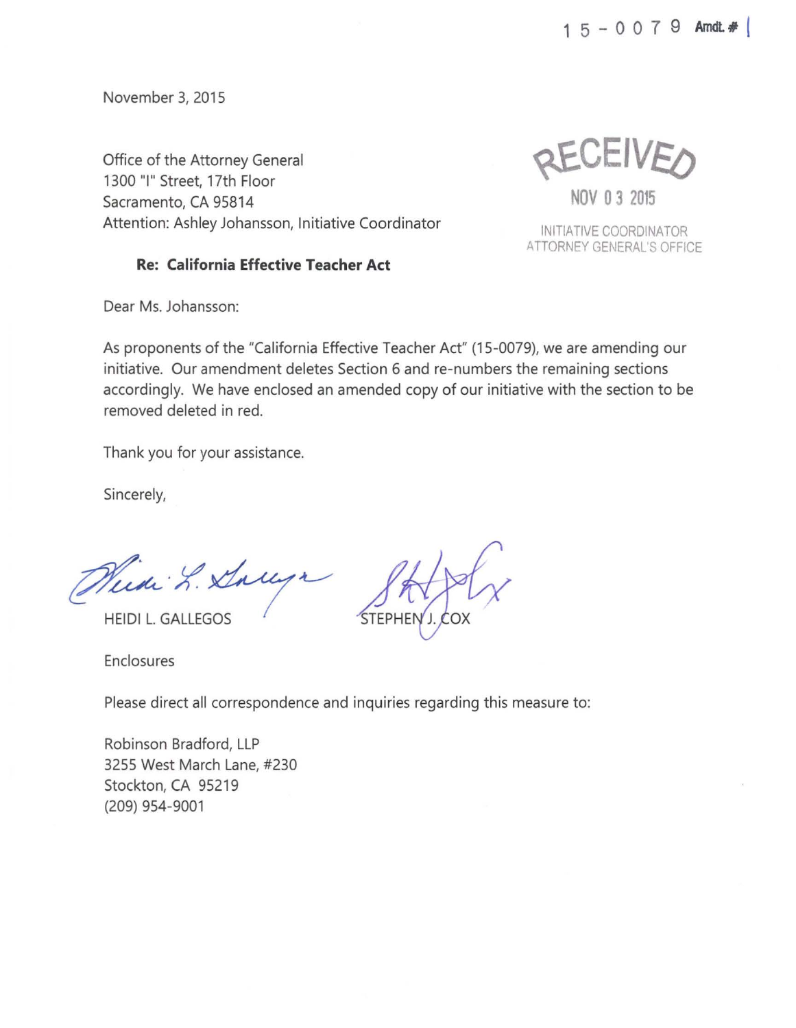15-0079 Amdt. # 1

November 3, 2015

Office of the Attorney General
1300 "I" Street, 17th Floor
Sacramento, CA 95814
Attention: Ashley Johansson, Initiative Coordinator

RECEIVED
NOV 03 2015
INITIATIVE COORDINATOR
ATTORNEY GENERAL'S OFFICE

**Re: California Effective Teacher Act**

Dear Ms. Johansson:

As proponents of the "California Effective Teacher Act" (15-0079), we are amending our initiative. Our amendment deletes Section 6 and re-numbers the remaining sections accordingly. We have enclosed an amended copy of our initiative with the section to be removed deleted in red.

Thank you for your assistance.

Sincerely,

HEIDI L. GALLEGOS

STEPHEN J. COX

Enclosures

Please direct all correspondence and inquiries regarding this measure to:

Robinson Bradford, LLP
3255 West March Lane, #230
Stockton, CA 95219
(209) 954-9001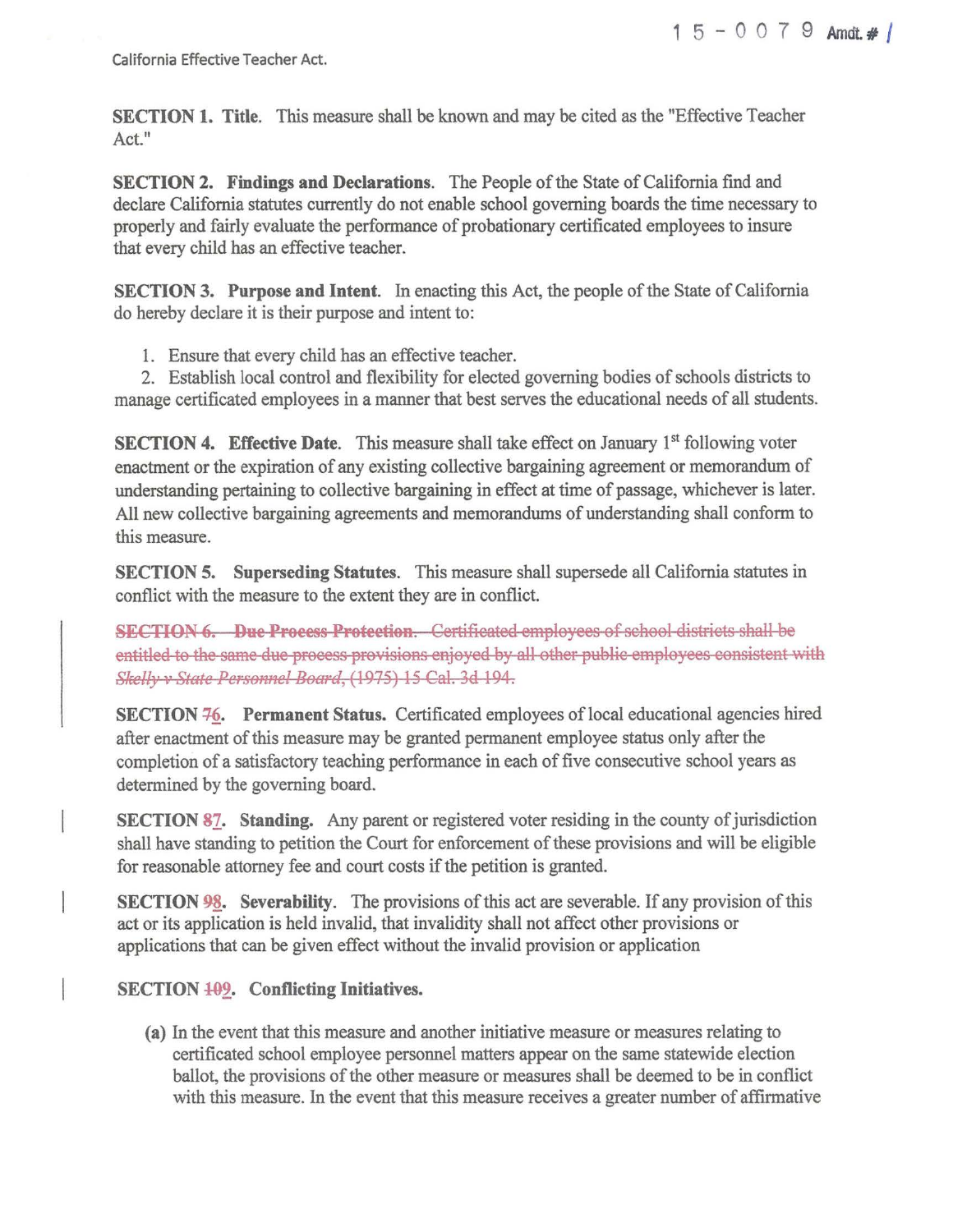15-0079 Amdt. # 1

California Effective Teacher Act.

**SECTION 1. Title.** This measure shall be known and may be cited as the "Effective Teacher Act."

**SECTION 2. Findings and Declarations.** The People of the State of California find and declare California statutes currently do not enable school governing boards the time necessary to properly and fairly evaluate the performance of probationary certificated employees to insure that every child has an effective teacher.

**SECTION 3. Purpose and Intent.** In enacting this Act, the people of the State of California do hereby declare it is their purpose and intent to:

1. Ensure that every child has an effective teacher.
2. Establish local control and flexibility for elected governing bodies of schools districts to manage certificated employees in a manner that best serves the educational needs of all students.

**SECTION 4. Effective Date.** This measure shall take effect on January 1st following voter enactment or the expiration of any existing collective bargaining agreement or memorandum of understanding pertaining to collective bargaining in effect at time of passage, whichever is later. All new collective bargaining agreements and memorandums of understanding shall conform to this measure.

**SECTION 5. Superseding Statutes.** This measure shall supersede all California statutes in conflict with the measure to the extent they are in conflict.

~~**SECTION 6. Due Process Protection.** Certificated employees of school districts shall be entitled to the same due process provisions enjoyed by all other public employees consistent with *Skelly v State Personnel Board*, (1975) 15 Cal. 3d 194.~~

**SECTION ~~7~~6. Permanent Status.** Certificated employees of local educational agencies hired after enactment of this measure may be granted permanent employee status only after the completion of a satisfactory teaching performance in each of five consecutive school years as determined by the governing board.

**SECTION ~~8~~7. Standing.** Any parent or registered voter residing in the county of jurisdiction shall have standing to petition the Court for enforcement of these provisions and will be eligible for reasonable attorney fee and court costs if the petition is granted.

**SECTION ~~9~~8. Severability.** The provisions of this act are severable. If any provision of this act or its application is held invalid, that invalidity shall not affect other provisions or applications that can be given effect without the invalid provision or application

**SECTION ~~10~~9. Conflicting Initiatives.**

**(a)** In the event that this measure and another initiative measure or measures relating to certificated school employee personnel matters appear on the same statewide election ballot, the provisions of the other measure or measures shall be deemed to be in conflict with this measure. In the event that this measure receives a greater number of affirmative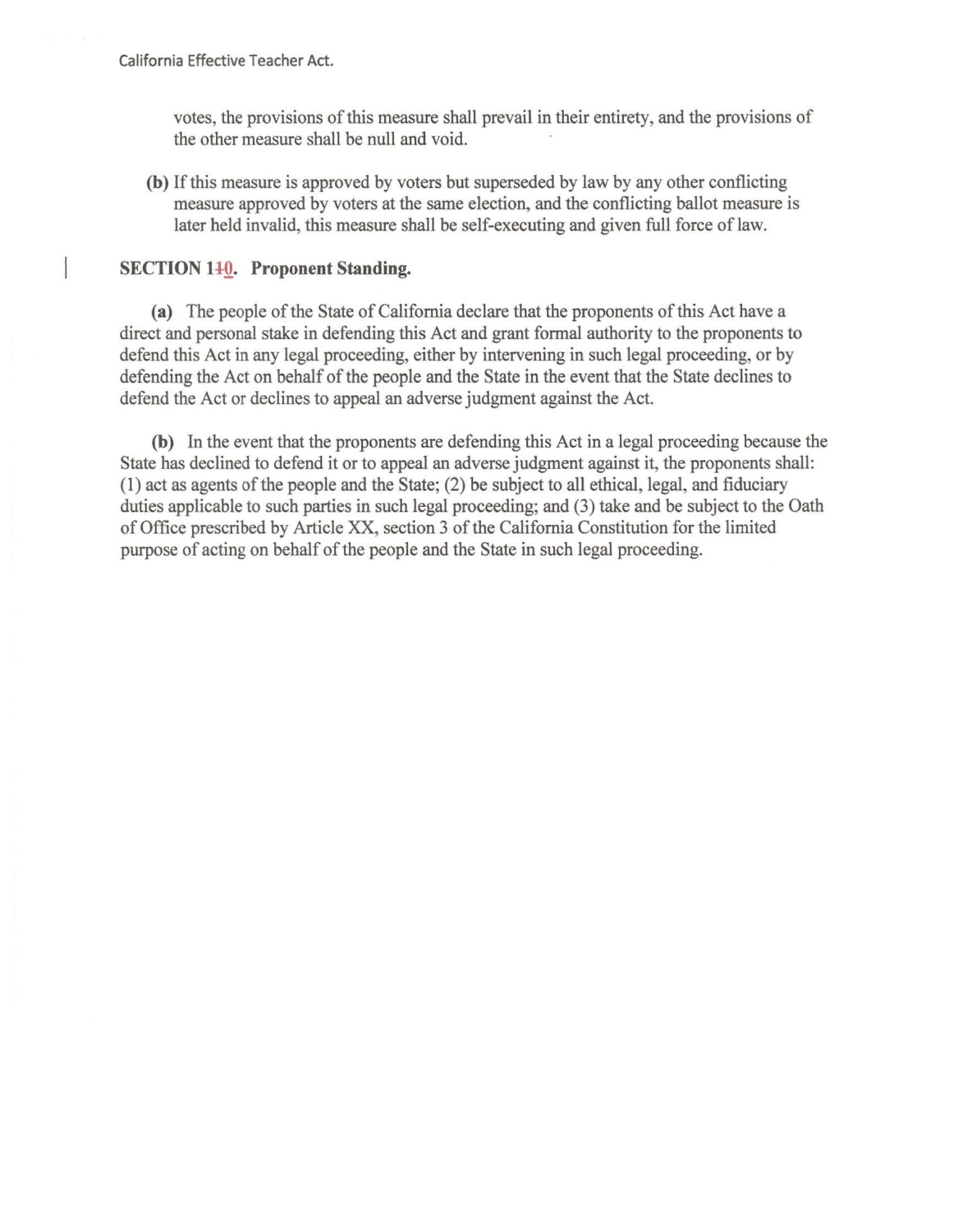votes, the provisions of this measure shall prevail in their entirety, and the provisions of the other measure shall be null and void.

**(b)** If this measure is approved by voters but superseded by law by any other conflicting measure approved by voters at the same election, and the conflicting ballot measure is later held invalid, this measure shall be self-executing and given full force of law.

**SECTION 1~~1~~0. Proponent Standing.**

**(a)** The people of the State of California declare that the proponents of this Act have a direct and personal stake in defending this Act and grant formal authority to the proponents to defend this Act in any legal proceeding, either by intervening in such legal proceeding, or by defending the Act on behalf of the people and the State in the event that the State declines to defend the Act or declines to appeal an adverse judgment against the Act.

**(b)** In the event that the proponents are defending this Act in a legal proceeding because the State has declined to defend it or to appeal an adverse judgment against it, the proponents shall: (1) act as agents of the people and the State; (2) be subject to all ethical, legal, and fiduciary duties applicable to such parties in such legal proceeding; and (3) take and be subject to the Oath of Office prescribed by Article XX, section 3 of the California Constitution for the limited purpose of acting on behalf of the people and the State in such legal proceeding.